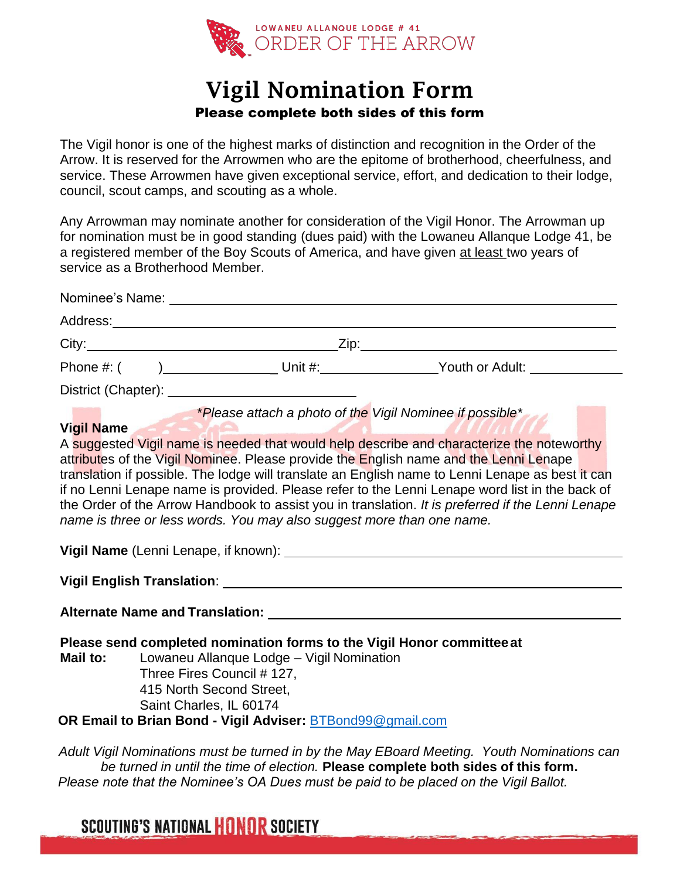LOWANEU ALLANQUE LODGE # 41
ORDER OF THE ARROW

# Vigil Nomination Form

**Please complete both sides of this form**

The Vigil honor is one of the highest marks of distinction and recognition in the Order of the Arrow. It is reserved for the Arrowmen who are the epitome of brotherhood, cheerfulness, and service. These Arrowmen have given exceptional service, effort, and dedication to their lodge, council, scout camps, and scouting as a whole.

Any Arrowman may nominate another for consideration of the Vigil Honor. The Arrowman up for nomination must be in good standing (dues paid) with the Lowaneu Allanque Lodge 41, be a registered member of the Boy Scouts of America, and have given at least two years of service as a Brotherhood Member.

Nominee's Name: ______________________________

Address: ______________________________

City: ____________________ Zip: ____________________

Phone #: ( ) ______________ Unit #: ______________ Youth or Adult: ______________

District (Chapter): ____________________

*\*Please attach a photo of the Vigil Nominee if possible\**

**Vigil Name**

A suggested Vigil name is needed that would help describe and characterize the noteworthy attributes of the Vigil Nominee. Please provide the English name and the Lenni Lenape translation if possible. The lodge will translate an English name to Lenni Lenape as best it can if no Lenni Lenape name is provided. Please refer to the Lenni Lenape word list in the back of the Order of the Arrow Handbook to assist you in translation. *It is preferred if the Lenni Lenape name is three or less words. You may also suggest more than one name.*

**Vigil Name** (Lenni Lenape, if known): ______________________________

**Vigil English Translation**: ______________________________

**Alternate Name and Translation:** ______________________________

**Please send completed nomination forms to the Vigil Honor committee at**

**Mail to:** Lowaneu Allanque Lodge – Vigil Nomination
Three Fires Council # 127,
415 North Second Street,
Saint Charles, IL 60174

**OR Email to Brian Bond - Vigil Adviser:** BTBond99@gmail.com

*Adult Vigil Nominations must be turned in by the May EBoard Meeting. Youth Nominations can be turned in until the time of election.* **Please complete both sides of this form.**
*Please note that the Nominee's OA Dues must be paid to be placed on the Vigil Ballot.*

SCOUTING'S NATIONAL HONOR SOCIETY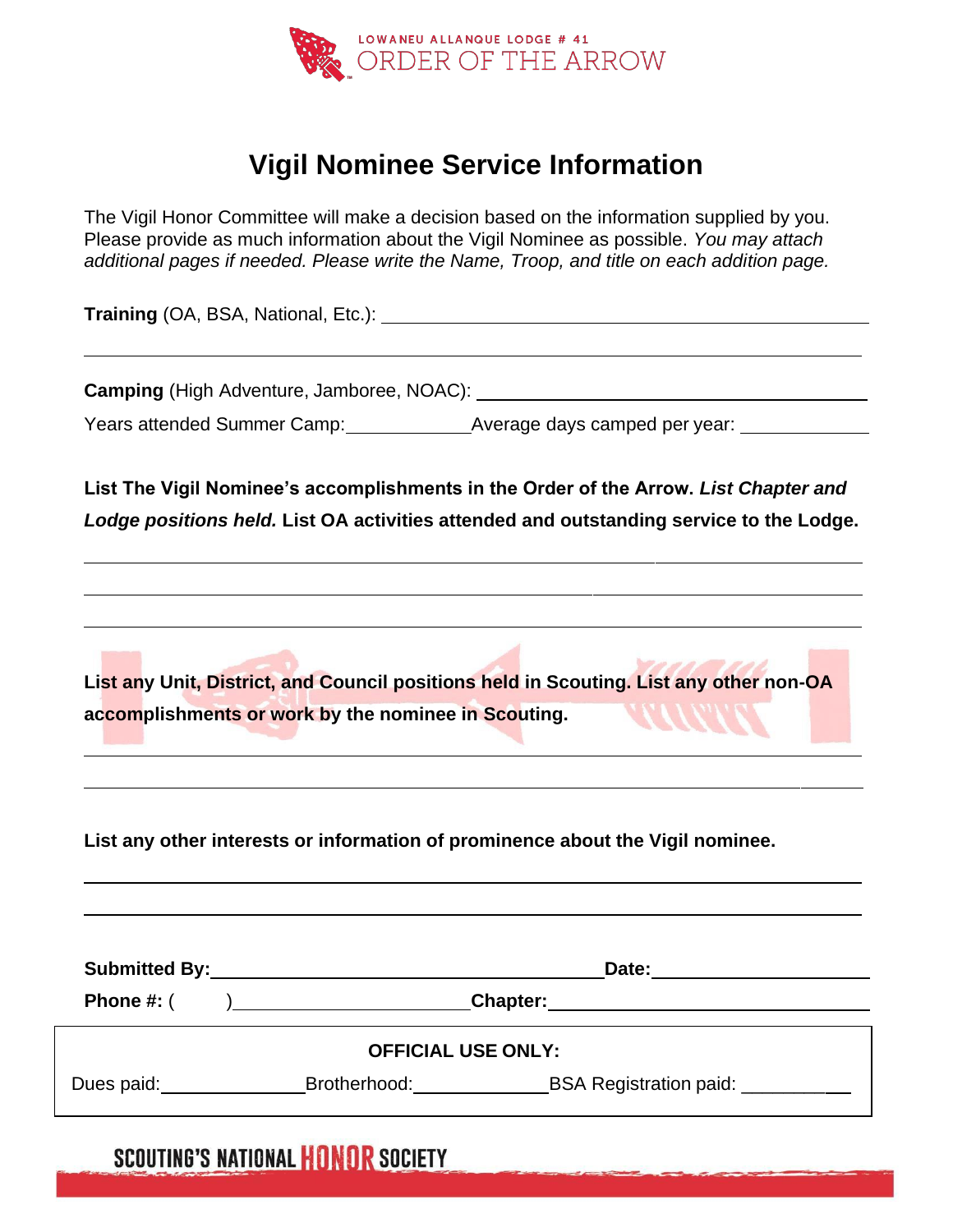LOWANEU ALLANQUE LODGE # 41
ORDER OF THE ARROW

# Vigil Nominee Service Information

The Vigil Honor Committee will make a decision based on the information supplied by you. Please provide as much information about the Vigil Nominee as possible. *You may attach additional pages if needed. Please write the Name, Troop, and title on each addition page.*

**Training** (OA, BSA, National, Etc.): ______________________________________________

______________________________________________________________________________

**Camping** (High Adventure, Jamboree, NOAC): ________________________________________

Years attended Summer Camp: ____________ Average days camped per year: ____________

**List The Vigil Nominee's accomplishments in the Order of the Arrow. *List Chapter and Lodge positions held.* List OA activities attended and outstanding service to the Lodge.**

______________________________________________________________________________

______________________________________________________________________________

______________________________________________________________________________

**List any Unit, District, and Council positions held in Scouting. List any other non-OA accomplishments or work by the nominee in Scouting.**

______________________________________________________________________________

______________________________________________________________________________

**List any other interests or information of prominence about the Vigil nominee.**

______________________________________________________________________________

______________________________________________________________________________

**Submitted By:** ______________________________________ **Date:** __________________

**Phone #:** (      ) ______________________ **Chapter:** ______________________________

**OFFICIAL USE ONLY:**

Dues paid: ______________ Brotherhood: ______________ BSA Registration paid: ___________

SCOUTING'S NATIONAL HONOR SOCIETY